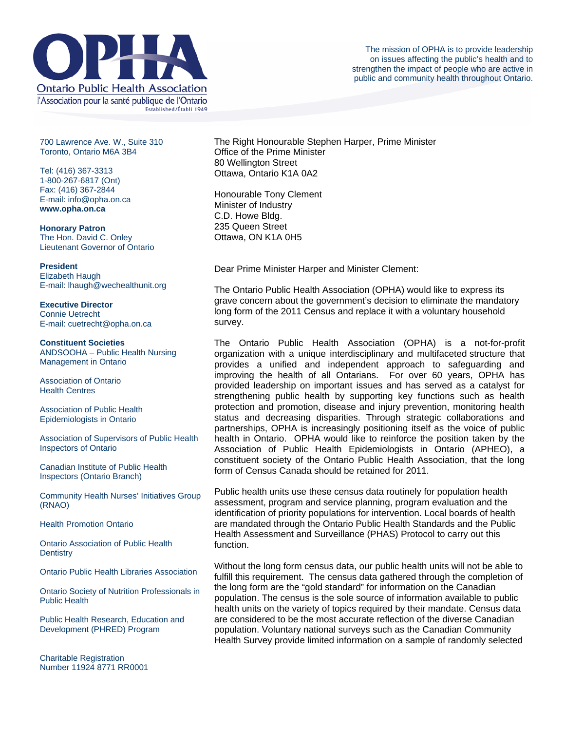**Ontario Public Health Association**
l'Association pour la santé publique de l'Ontario
Established/Établi 1949

The mission of OPHA is to provide leadership on issues affecting the public's health and to strengthen the impact of people who are active in public and community health throughout Ontario.

700 Lawrence Ave. W., Suite 310
Toronto, Ontario M6A 3B4

Tel: (416) 367-3313
1-800-267-6817 (Ont)
Fax: (416) 367-2844
E-mail: info@opha.on.ca
**www.opha.on.ca**

**Honorary Patron**
The Hon. David C. Onley
Lieutenant Governor of Ontario

**President**
Elizabeth Haugh
E-mail: lhaugh@wechealthunit.org

**Executive Director**
Connie Uetrecht
E-mail: cuetrecht@opha.on.ca

**Constituent Societies**

ANDSOOHA – Public Health Nursing Management in Ontario

Association of Ontario Health Centres

Association of Public Health Epidemiologists in Ontario

Association of Supervisors of Public Health Inspectors of Ontario

Canadian Institute of Public Health Inspectors (Ontario Branch)

Community Health Nurses' Initiatives Group (RNAO)

Health Promotion Ontario

Ontario Association of Public Health Dentistry

Ontario Public Health Libraries Association

Ontario Society of Nutrition Professionals in Public Health

Public Health Research, Education and Development (PHRED) Program

Charitable Registration Number 11924 8771 RR0001

The Right Honourable Stephen Harper, Prime Minister
Office of the Prime Minister
80 Wellington Street
Ottawa, Ontario K1A 0A2

Honourable Tony Clement
Minister of Industry
C.D. Howe Bldg.
235 Queen Street
Ottawa, ON K1A 0H5

Dear Prime Minister Harper and Minister Clement:

The Ontario Public Health Association (OPHA) would like to express its grave concern about the government's decision to eliminate the mandatory long form of the 2011 Census and replace it with a voluntary household survey.

The Ontario Public Health Association (OPHA) is a not-for-profit organization with a unique interdisciplinary and multifaceted structure that provides a unified and independent approach to safeguarding and improving the health of all Ontarians. For over 60 years, OPHA has provided leadership on important issues and has served as a catalyst for strengthening public health by supporting key functions such as health protection and promotion, disease and injury prevention, monitoring health status and decreasing disparities. Through strategic collaborations and partnerships, OPHA is increasingly positioning itself as the voice of public health in Ontario. OPHA would like to reinforce the position taken by the Association of Public Health Epidemiologists in Ontario (APHEO), a constituent society of the Ontario Public Health Association, that the long form of Census Canada should be retained for 2011.

Public health units use these census data routinely for population health assessment, program and service planning, program evaluation and the identification of priority populations for intervention. Local boards of health are mandated through the Ontario Public Health Standards and the Public Health Assessment and Surveillance (PHAS) Protocol to carry out this function.

Without the long form census data, our public health units will not be able to fulfill this requirement. The census data gathered through the completion of the long form are the "gold standard" for information on the Canadian population. The census is the sole source of information available to public health units on the variety of topics required by their mandate. Census data are considered to be the most accurate reflection of the diverse Canadian population. Voluntary national surveys such as the Canadian Community Health Survey provide limited information on a sample of randomly selected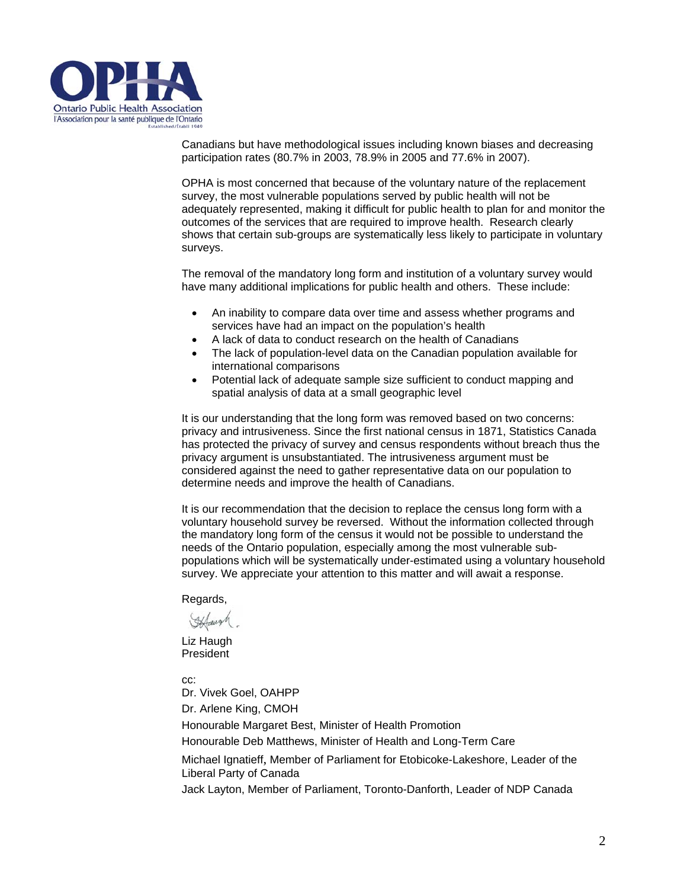Canadians but have methodological issues including known biases and decreasing participation rates (80.7% in 2003, 78.9% in 2005 and 77.6% in 2007).

OPHA is most concerned that because of the voluntary nature of the replacement survey, the most vulnerable populations served by public health will not be adequately represented, making it difficult for public health to plan for and monitor the outcomes of the services that are required to improve health. Research clearly shows that certain sub-groups are systematically less likely to participate in voluntary surveys.

The removal of the mandatory long form and institution of a voluntary survey would have many additional implications for public health and others. These include:

- An inability to compare data over time and assess whether programs and services have had an impact on the population's health
- A lack of data to conduct research on the health of Canadians
- The lack of population-level data on the Canadian population available for international comparisons
- Potential lack of adequate sample size sufficient to conduct mapping and spatial analysis of data at a small geographic level

It is our understanding that the long form was removed based on two concerns: privacy and intrusiveness. Since the first national census in 1871, Statistics Canada has protected the privacy of survey and census respondents without breach thus the privacy argument is unsubstantiated. The intrusiveness argument must be considered against the need to gather representative data on our population to determine needs and improve the health of Canadians.

It is our recommendation that the decision to replace the census long form with a voluntary household survey be reversed. Without the information collected through the mandatory long form of the census it would not be possible to understand the needs of the Ontario population, especially among the most vulnerable sub-populations which will be systematically under-estimated using a voluntary household survey. We appreciate your attention to this matter and will await a response.

Regards,

Liz Haugh
President

cc:
Dr. Vivek Goel, OAHPP
Dr. Arlene King, CMOH
Honourable Margaret Best, Minister of Health Promotion
Honourable Deb Matthews, Minister of Health and Long-Term Care
Michael Ignatieff, Member of Parliament for Etobicoke-Lakeshore, Leader of the Liberal Party of Canada
Jack Layton, Member of Parliament, Toronto-Danforth, Leader of NDP Canada